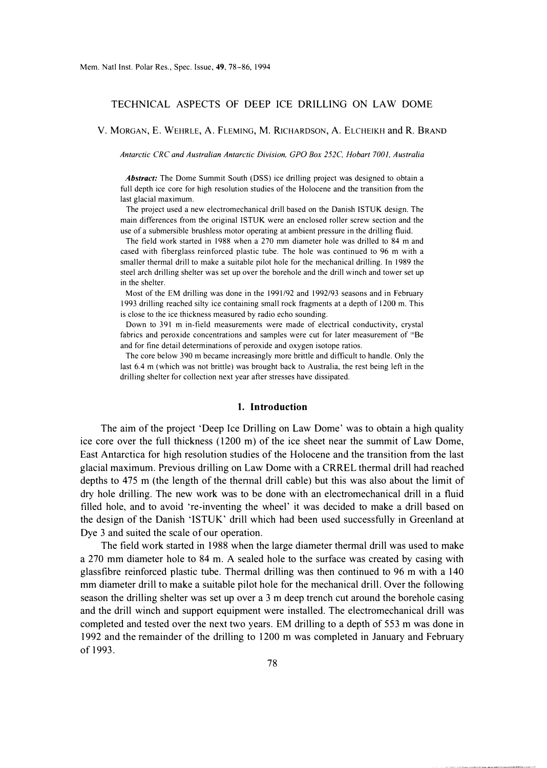# TECHNICAL ASPECTS OF DEEP ICE DRILLING ON LAW DOME

V. MORGAN, E. WEHRLE, A. FLEMING, M. RICHARDSON, A. ELCHEIKH and R. BRAND

*Antarctic CRC and Australian Antarctic Division, GPO Box 252C, Hobart 7001, Australia*

***Abstract:*** The Dome Summit South (DSS) ice drilling project was designed to obtain a full depth ice core for high resolution studies of the Holocene and the transition from the last glacial maximum.

The project used a new electromechanical drill based on the Danish ISTUK design. The main differences from the original ISTUK were an enclosed roller screw section and the use of a submersible brushless motor operating at ambient pressure in the drilling fluid.

The field work started in 1988 when a 270 mm diameter hole was drilled to 84 m and cased with fiberglass reinforced plastic tube. The hole was continued to 96 m with a smaller thermal drill to make a suitable pilot hole for the mechanical drilling. In 1989 the steel arch drilling shelter was set up over the borehole and the drill winch and tower set up in the shelter.

Most of the EM drilling was done in the 1991/92 and 1992/93 seasons and in February 1993 drilling reached silty ice containing small rock fragments at a depth of 1200 m. This is close to the ice thickness measured by radio echo sounding.

Down to 391 m in-field measurements were made of electrical conductivity, crystal fabrics and peroxide concentrations and samples were cut for later measurement of $^{10}$Be and for fine detail determinations of peroxide and oxygen isotope ratios.

The core below 390 m became increasingly more brittle and difficult to handle. Only the last 6.4 m (which was not brittle) was brought back to Australia, the rest being left in the drilling shelter for collection next year after stresses have dissipated.

## 1. Introduction

The aim of the project 'Deep Ice Drilling on Law Dome' was to obtain a high quality ice core over the full thickness (1200 m) of the ice sheet near the summit of Law Dome, East Antarctica for high resolution studies of the Holocene and the transition from the last glacial maximum. Previous drilling on Law Dome with a CRREL thermal drill had reached depths to 475 m (the length of the thermal drill cable) but this was also about the limit of dry hole drilling. The new work was to be done with an electromechanical drill in a fluid filled hole, and to avoid 're-inventing the wheel' it was decided to make a drill based on the design of the Danish 'ISTUK' drill which had been used successfully in Greenland at Dye 3 and suited the scale of our operation.

The field work started in 1988 when the large diameter thermal drill was used to make a 270 mm diameter hole to 84 m. A sealed hole to the surface was created by casing with glassfibre reinforced plastic tube. Thermal drilling was then continued to 96 m with a 140 mm diameter drill to make a suitable pilot hole for the mechanical drill. Over the following season the drilling shelter was set up over a 3 m deep trench cut around the borehole casing and the drill winch and support equipment were installed. The electromechanical drill was completed and tested over the next two years. EM drilling to a depth of 553 m was done in 1992 and the remainder of the drilling to 1200 m was completed in January and February of 1993.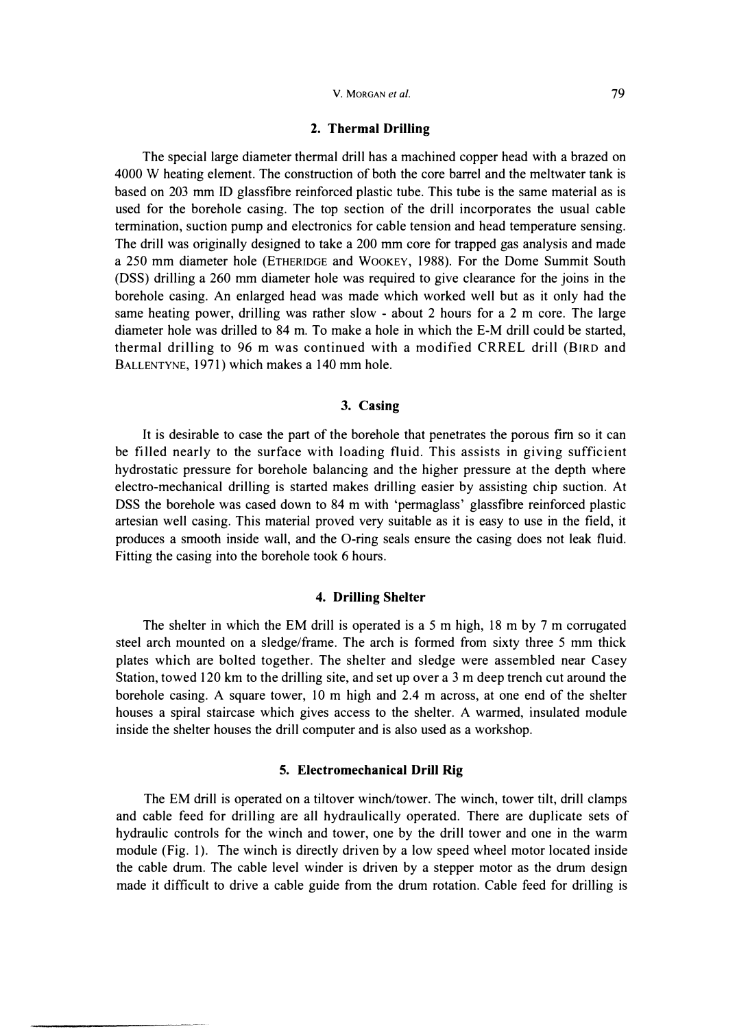## 2. Thermal Drilling

The special large diameter thermal drill has a machined copper head with a brazed on 4000 W heating element. The construction of both the core barrel and the meltwater tank is based on 203 mm ID glassfibre reinforced plastic tube. This tube is the same material as is used for the borehole casing. The top section of the drill incorporates the usual cable termination, suction pump and electronics for cable tension and head temperature sensing. The drill was originally designed to take a 200 mm core for trapped gas analysis and made a 250 mm diameter hole (ETHERIDGE and WOOKEY, 1988). For the Dome Summit South (DSS) drilling a 260 mm diameter hole was required to give clearance for the joins in the borehole casing. An enlarged head was made which worked well but as it only had the same heating power, drilling was rather slow - about 2 hours for a 2 m core. The large diameter hole was drilled to 84 m. To make a hole in which the E-M drill could be started, thermal drilling to 96 m was continued with a modified CRREL drill (BIRD and BALLENTYNE, 1971) which makes a 140 mm hole.

## 3. Casing

It is desirable to case the part of the borehole that penetrates the porous firn so it can be filled nearly to the surface with loading fluid. This assists in giving sufficient hydrostatic pressure for borehole balancing and the higher pressure at the depth where electro-mechanical drilling is started makes drilling easier by assisting chip suction. At DSS the borehole was cased down to 84 m with 'permaglass' glassfibre reinforced plastic artesian well casing. This material proved very suitable as it is easy to use in the field, it produces a smooth inside wall, and the O-ring seals ensure the casing does not leak fluid. Fitting the casing into the borehole took 6 hours.

## 4. Drilling Shelter

The shelter in which the EM drill is operated is a 5 m high, 18 m by 7 m corrugated steel arch mounted on a sledge/frame. The arch is formed from sixty three 5 mm thick plates which are bolted together. The shelter and sledge were assembled near Casey Station, towed 120 km to the drilling site, and set up over a 3 m deep trench cut around the borehole casing. A square tower, 10 m high and 2.4 m across, at one end of the shelter houses a spiral staircase which gives access to the shelter. A warmed, insulated module inside the shelter houses the drill computer and is also used as a workshop.

## 5. Electromechanical Drill Rig

The EM drill is operated on a tiltover winch/tower. The winch, tower tilt, drill clamps and cable feed for drilling are all hydraulically operated. There are duplicate sets of hydraulic controls for the winch and tower, one by the drill tower and one in the warm module (Fig. 1). The winch is directly driven by a low speed wheel motor located inside the cable drum. The cable level winder is driven by a stepper motor as the drum design made it difficult to drive a cable guide from the drum rotation. Cable feed for drilling is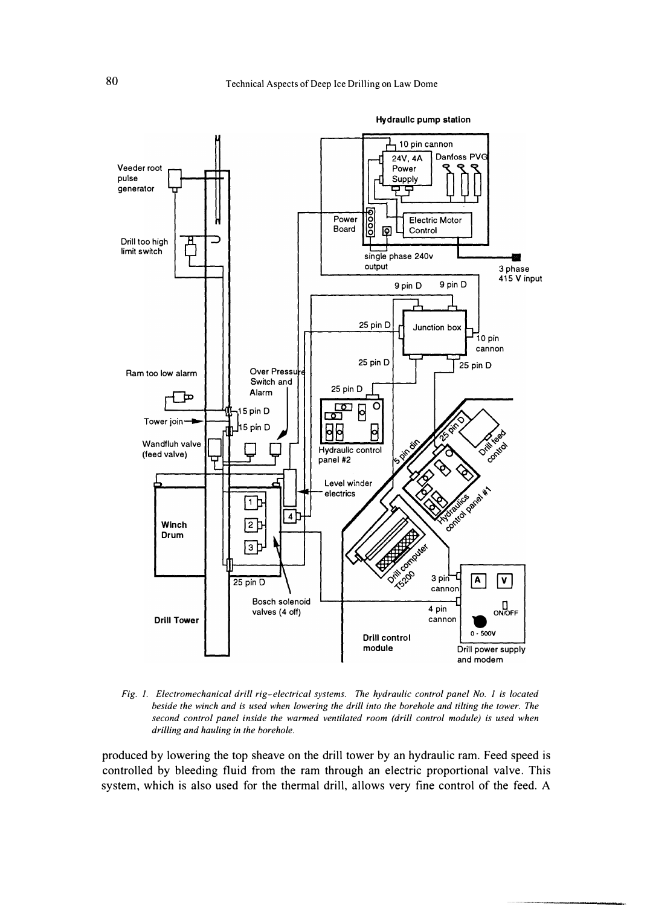*Fig. 1. Electromechanical drill rig–electrical systems. The hydraulic control panel No. 1 is located beside the winch and is used when lowering the drill into the borehole and tilting the tower. The second control panel inside the warmed ventilated room (drill control module) is used when drilling and hauling in the borehole.*

produced by lowering the top sheave on the drill tower by an hydraulic ram. Feed speed is controlled by bleeding fluid from the ram through an electric proportional valve. This system, which is also used for the thermal drill, allows very fine control of the feed. A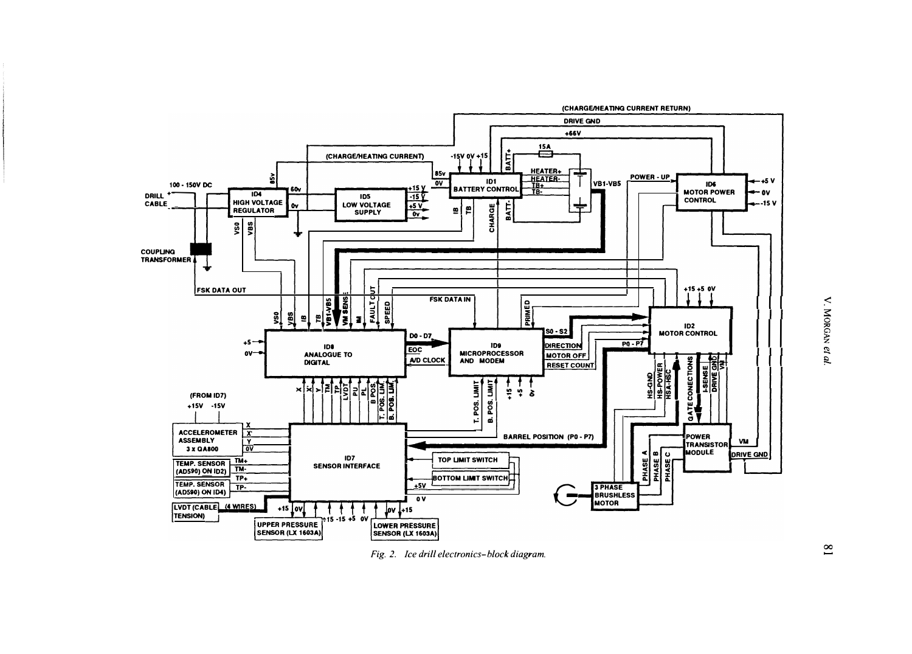*Fig. 2. Ice drill electronics–block diagram.*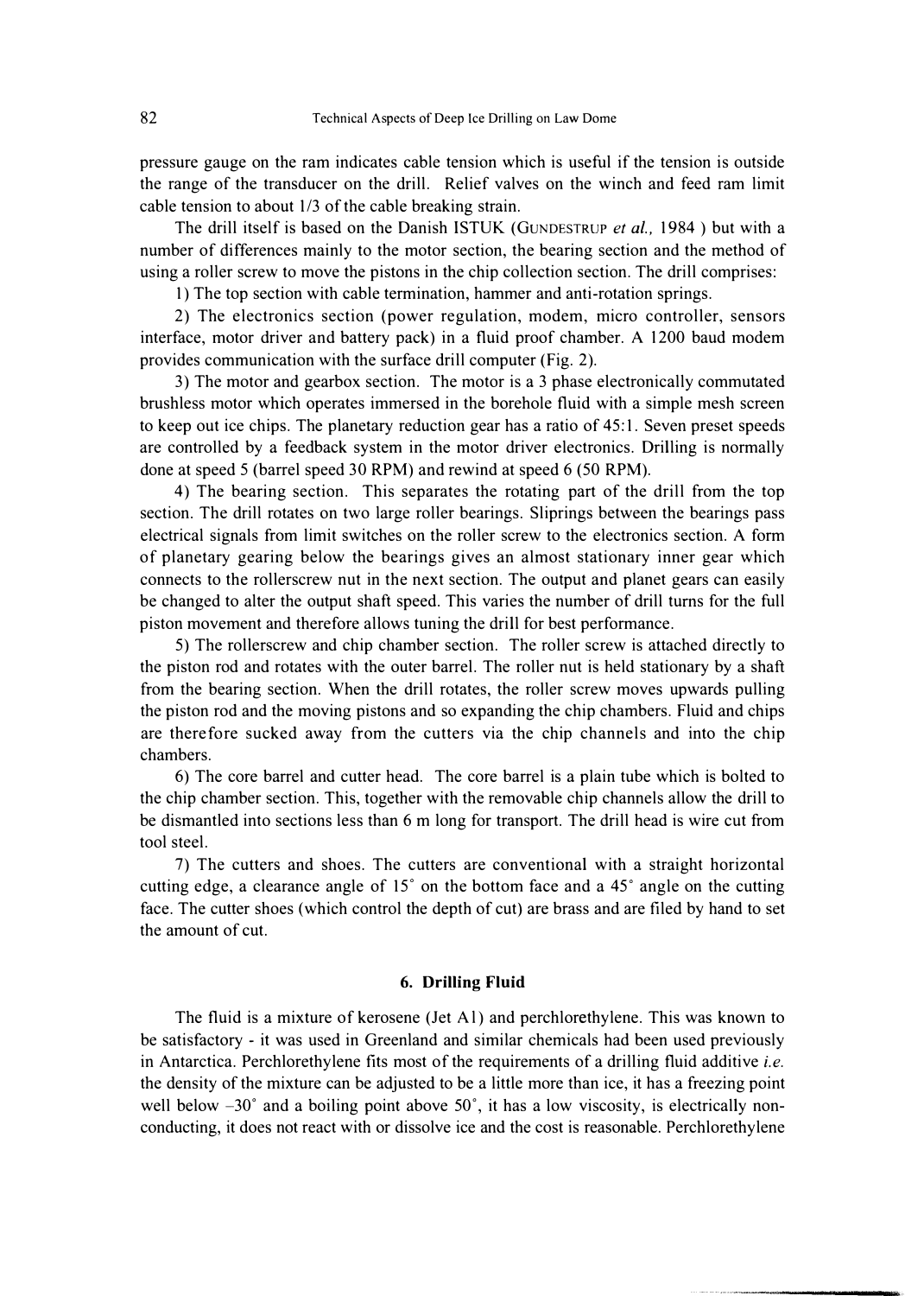pressure gauge on the ram indicates cable tension which is useful if the tension is outside the range of the transducer on the drill. Relief valves on the winch and feed ram limit cable tension to about 1/3 of the cable breaking strain.

The drill itself is based on the Danish ISTUK (Gundestrup *et al.*, 1984 ) but with a number of differences mainly to the motor section, the bearing section and the method of using a roller screw to move the pistons in the chip collection section. The drill comprises:

1) The top section with cable termination, hammer and anti-rotation springs.

2) The electronics section (power regulation, modem, micro controller, sensors interface, motor driver and battery pack) in a fluid proof chamber. A 1200 baud modem provides communication with the surface drill computer (Fig. 2).

3) The motor and gearbox section. The motor is a 3 phase electronically commutated brushless motor which operates immersed in the borehole fluid with a simple mesh screen to keep out ice chips. The planetary reduction gear has a ratio of 45:1. Seven preset speeds are controlled by a feedback system in the motor driver electronics. Drilling is normally done at speed 5 (barrel speed 30 RPM) and rewind at speed 6 (50 RPM).

4) The bearing section. This separates the rotating part of the drill from the top section. The drill rotates on two large roller bearings. Sliprings between the bearings pass electrical signals from limit switches on the roller screw to the electronics section. A form of planetary gearing below the bearings gives an almost stationary inner gear which connects to the rollerscrew nut in the next section. The output and planet gears can easily be changed to alter the output shaft speed. This varies the number of drill turns for the full piston movement and therefore allows tuning the drill for best performance.

5) The rollerscrew and chip chamber section. The roller screw is attached directly to the piston rod and rotates with the outer barrel. The roller nut is held stationary by a shaft from the bearing section. When the drill rotates, the roller screw moves upwards pulling the piston rod and the moving pistons and so expanding the chip chambers. Fluid and chips are therefore sucked away from the cutters via the chip channels and into the chip chambers.

6) The core barrel and cutter head. The core barrel is a plain tube which is bolted to the chip chamber section. This, together with the removable chip channels allow the drill to be dismantled into sections less than 6 m long for transport. The drill head is wire cut from tool steel.

7) The cutters and shoes. The cutters are conventional with a straight horizontal cutting edge, a clearance angle of 15° on the bottom face and a 45° angle on the cutting face. The cutter shoes (which control the depth of cut) are brass and are filed by hand to set the amount of cut.

## 6. Drilling Fluid

The fluid is a mixture of kerosene (Jet A1) and perchlorethylene. This was known to be satisfactory - it was used in Greenland and similar chemicals had been used previously in Antarctica. Perchlorethylene fits most of the requirements of a drilling fluid additive *i.e.* the density of the mixture can be adjusted to be a little more than ice, it has a freezing point well below –30° and a boiling point above 50°, it has a low viscosity, is electrically non-conducting, it does not react with or dissolve ice and the cost is reasonable. Perchlorethylene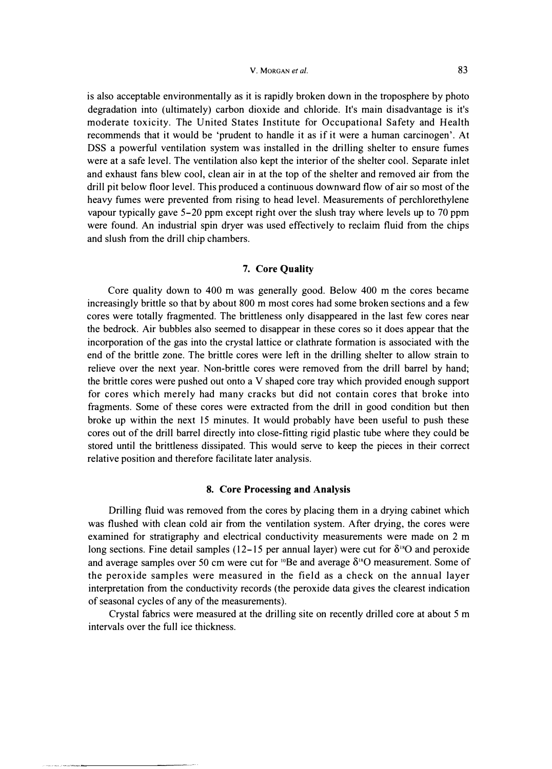is also acceptable environmentally as it is rapidly broken down in the troposphere by photo degradation into (ultimately) carbon dioxide and chloride. It's main disadvantage is it's moderate toxicity. The United States Institute for Occupational Safety and Health recommends that it would be 'prudent to handle it as if it were a human carcinogen'. At DSS a powerful ventilation system was installed in the drilling shelter to ensure fumes were at a safe level. The ventilation also kept the interior of the shelter cool. Separate inlet and exhaust fans blew cool, clean air in at the top of the shelter and removed air from the drill pit below floor level. This produced a continuous downward flow of air so most of the heavy fumes were prevented from rising to head level. Measurements of perchlorethylene vapour typically gave 5–20 ppm except right over the slush tray where levels up to 70 ppm were found. An industrial spin dryer was used effectively to reclaim fluid from the chips and slush from the drill chip chambers.

## 7. Core Quality

Core quality down to 400 m was generally good. Below 400 m the cores became increasingly brittle so that by about 800 m most cores had some broken sections and a few cores were totally fragmented. The brittleness only disappeared in the last few cores near the bedrock. Air bubbles also seemed to disappear in these cores so it does appear that the incorporation of the gas into the crystal lattice or clathrate formation is associated with the end of the brittle zone. The brittle cores were left in the drilling shelter to allow strain to relieve over the next year. Non-brittle cores were removed from the drill barrel by hand; the brittle cores were pushed out onto a V shaped core tray which provided enough support for cores which merely had many cracks but did not contain cores that broke into fragments. Some of these cores were extracted from the drill in good condition but then broke up within the next 15 minutes. It would probably have been useful to push these cores out of the drill barrel directly into close-fitting rigid plastic tube where they could be stored until the brittleness dissipated. This would serve to keep the pieces in their correct relative position and therefore facilitate later analysis.

## 8. Core Processing and Analysis

Drilling fluid was removed from the cores by placing them in a drying cabinet which was flushed with clean cold air from the ventilation system. After drying, the cores were examined for stratigraphy and electrical conductivity measurements were made on 2 m long sections. Fine detail samples (12–15 per annual layer) were cut for $\delta^{18}O$ and peroxide and average samples over 50 cm were cut for $^{10}Be$ and average $\delta^{18}O$ measurement. Some of the peroxide samples were measured in the field as a check on the annual layer interpretation from the conductivity records (the peroxide data gives the clearest indication of seasonal cycles of any of the measurements).

Crystal fabrics were measured at the drilling site on recently drilled core at about 5 m intervals over the full ice thickness.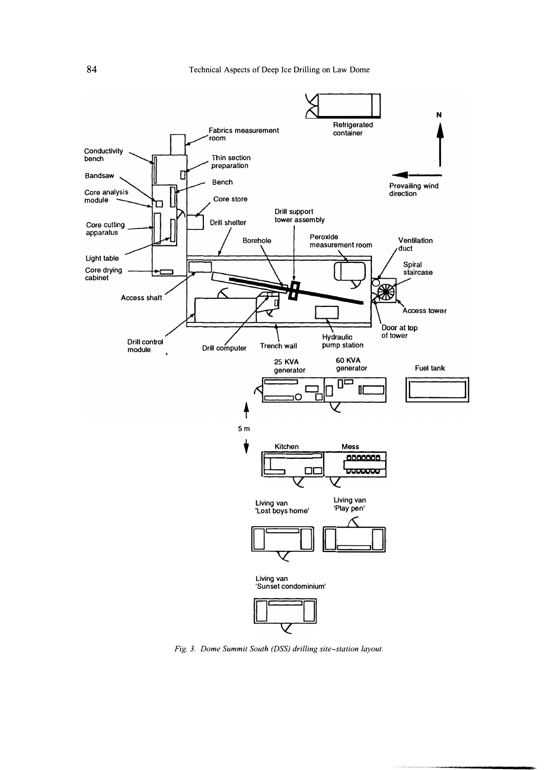Fig. 3. Dome Summit South (DSS) drilling site–station layout.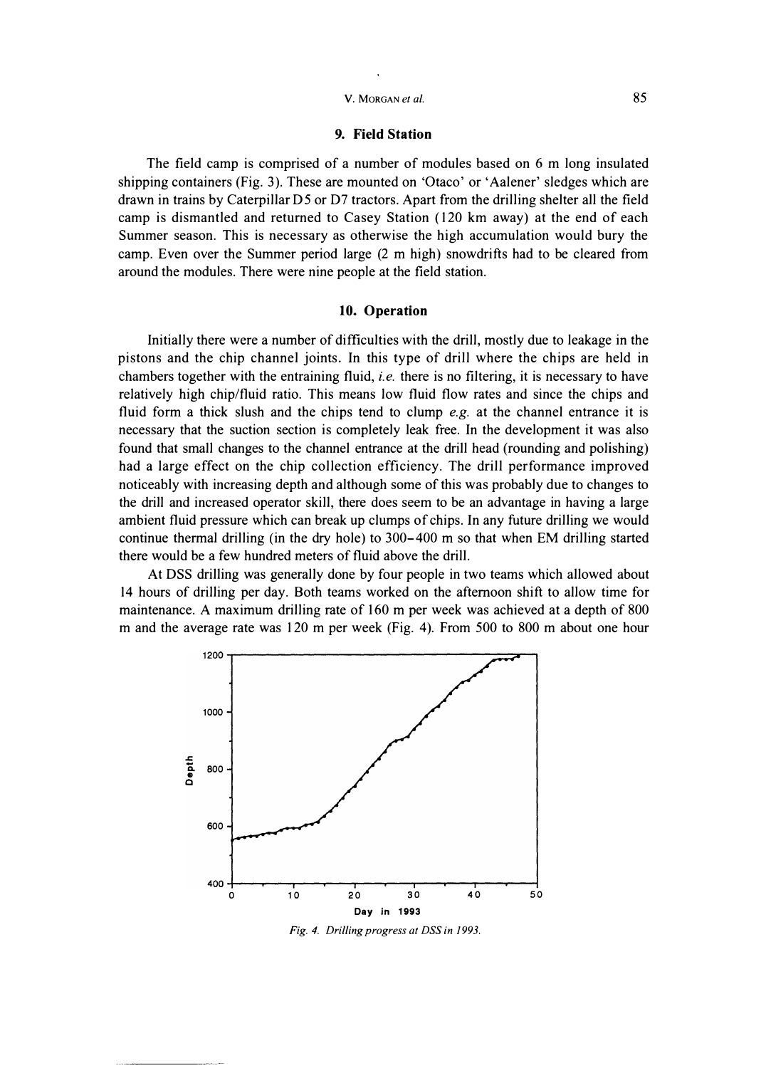## 9. Field Station

The field camp is comprised of a number of modules based on 6 m long insulated shipping containers (Fig. 3). These are mounted on 'Otaco' or 'Aalener' sledges which are drawn in trains by Caterpillar D5 or D7 tractors. Apart from the drilling shelter all the field camp is dismantled and returned to Casey Station (120 km away) at the end of each Summer season. This is necessary as otherwise the high accumulation would bury the camp. Even over the Summer period large (2 m high) snowdrifts had to be cleared from around the modules. There were nine people at the field station.

## 10. Operation

Initially there were a number of difficulties with the drill, mostly due to leakage in the pistons and the chip channel joints. In this type of drill where the chips are held in chambers together with the entraining fluid, *i.e.* there is no filtering, it is necessary to have relatively high chip/fluid ratio. This means low fluid flow rates and since the chips and fluid form a thick slush and the chips tend to clump *e.g.* at the channel entrance it is necessary that the suction section is completely leak free. In the development it was also found that small changes to the channel entrance at the drill head (rounding and polishing) had a large effect on the chip collection efficiency. The drill performance improved noticeably with increasing depth and although some of this was probably due to changes to the drill and increased operator skill, there does seem to be an advantage in having a large ambient fluid pressure which can break up clumps of chips. In any future drilling we would continue thermal drilling (in the dry hole) to 300–400 m so that when EM drilling started there would be a few hundred meters of fluid above the drill.

At DSS drilling was generally done by four people in two teams which allowed about 14 hours of drilling per day. Both teams worked on the afternoon shift to allow time for maintenance. A maximum drilling rate of 160 m per week was achieved at a depth of 800 m and the average rate was 120 m per week (Fig. 4). From 500 to 800 m about one hour

*Fig. 4. Drilling progress at DSS in 1993.*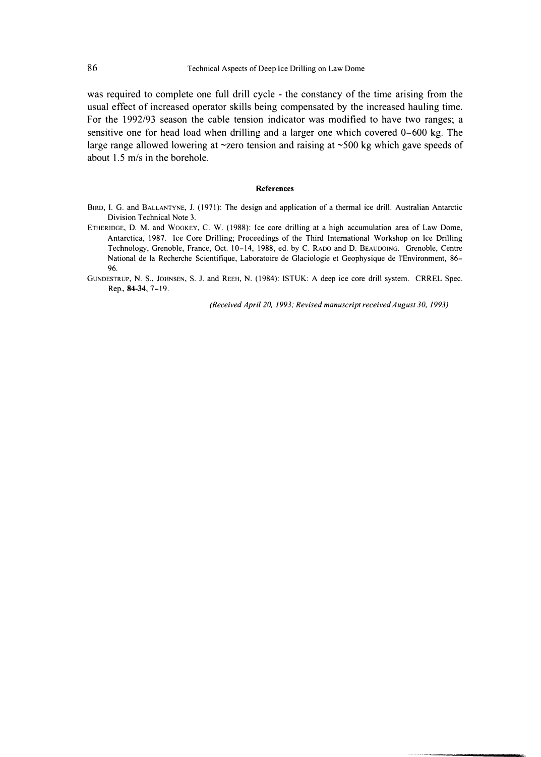was required to complete one full drill cycle - the constancy of the time arising from the usual effect of increased operator skills being compensated by the increased hauling time. For the 1992/93 season the cable tension indicator was modified to have two ranges; a sensitive one for head load when drilling and a larger one which covered 0–600 kg. The large range allowed lowering at ~zero tension and raising at ~500 kg which gave speeds of about 1.5 m/s in the borehole.

### References

BIRD, I. G. and BALLANTYNE, J. (1971): The design and application of a thermal ice drill. Australian Antarctic Division Technical Note 3.

ETHERIDGE, D. M. and WOOKEY, C. W. (1988): Ice core drilling at a high accumulation area of Law Dome, Antarctica, 1987. Ice Core Drilling; Proceedings of the Third International Workshop on Ice Drilling Technology, Grenoble, France, Oct. 10–14, 1988, ed. by C. RADO and D. BEAUDOING. Grenoble, Centre National de la Recherche Scientifique, Laboratoire de Glaciologie et Geophysique de l'Environment, 86–96.

GUNDESTRUP, N. S., JOHNSEN, S. J. and REEH, N. (1984): ISTUK: A deep ice core drill system. CRREL Spec. Rep., **84-34**, 7–19.

*(Received April 20, 1993; Revised manuscript received August 30, 1993)*